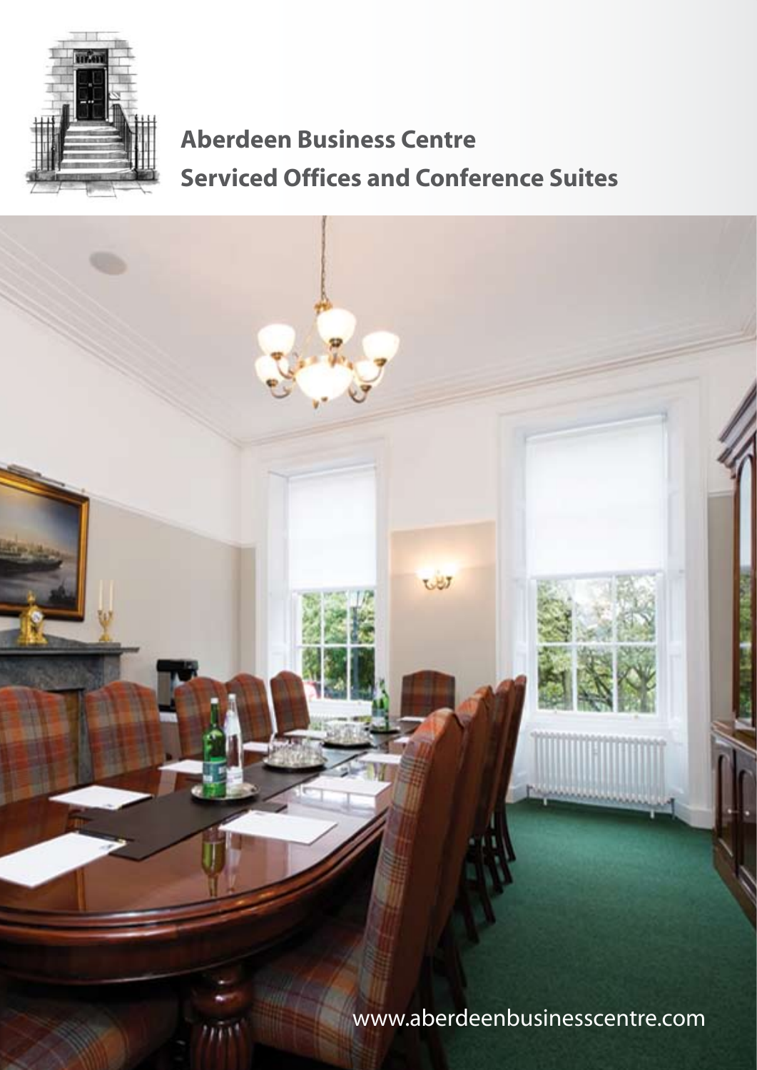# Aberdeen Business Centre

## Serviced Offices and Conference Suites

www.aberdeenbusinesscentre.com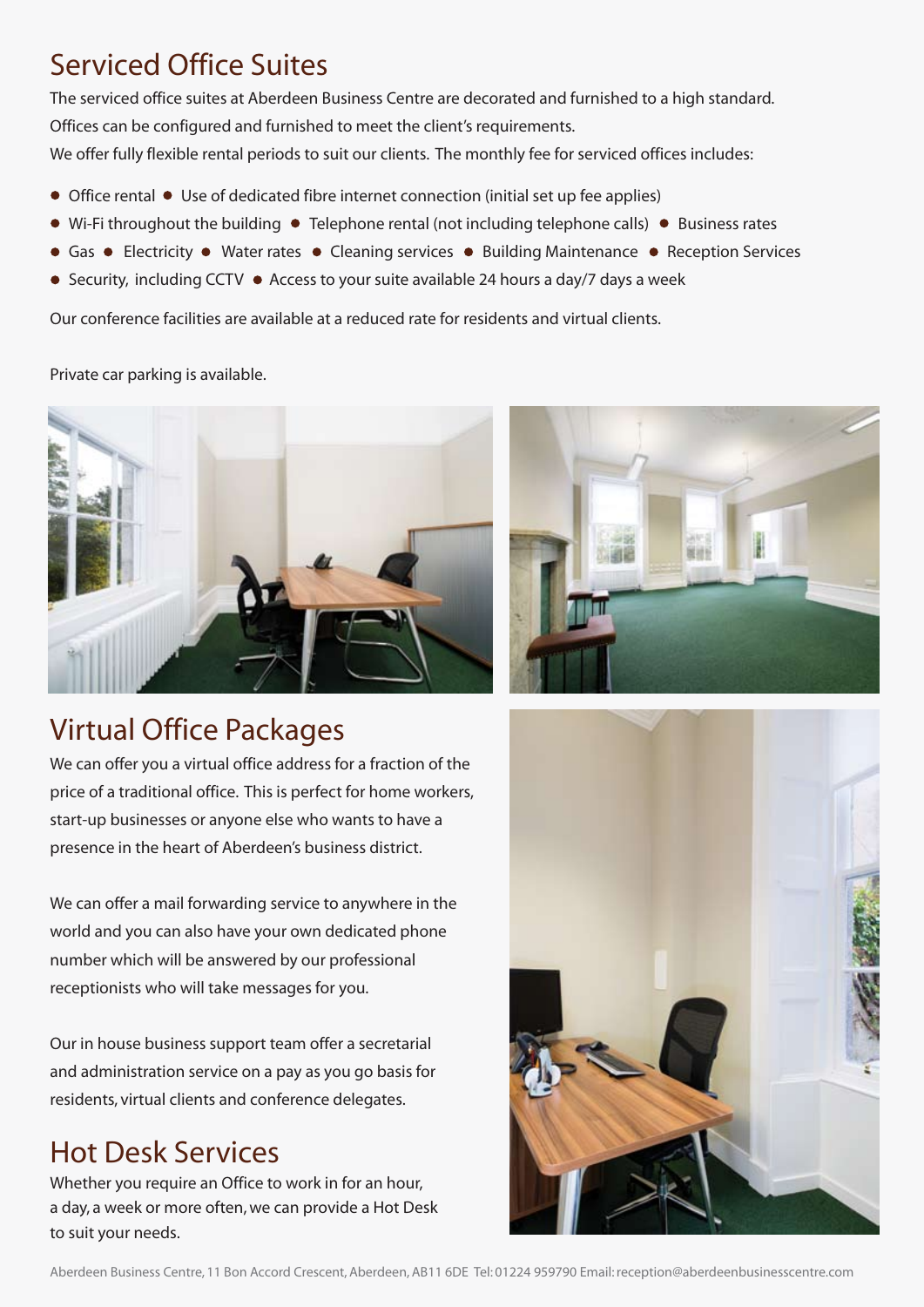## Serviced Office Suites

The serviced office suites at Aberdeen Business Centre are decorated and furnished to a high standard. Offices can be configured and furnished to meet the client's requirements.
We offer fully flexible rental periods to suit our clients. The monthly fee for serviced offices includes:

- Office rental
- Use of dedicated fibre internet connection (initial set up fee applies)
- Wi-Fi throughout the building
- Telephone rental (not including telephone calls)
- Business rates
- Gas
- Electricity
- Water rates
- Cleaning services
- Building Maintenance
- Reception Services
- Security, including CCTV
- Access to your suite available 24 hours a day/7 days a week

Our conference facilities are available at a reduced rate for residents and virtual clients.

Private car parking is available.

## Virtual Office Packages

We can offer you a virtual office address for a fraction of the price of a traditional office. This is perfect for home workers, start-up businesses or anyone else who wants to have a presence in the heart of Aberdeen's business district.

We can offer a mail forwarding service to anywhere in the world and you can also have your own dedicated phone number which will be answered by our professional receptionists who will take messages for you.

Our in house business support team offer a secretarial and administration service on a pay as you go basis for residents, virtual clients and conference delegates.

## Hot Desk Services

Whether you require an Office to work in for an hour, a day, a week or more often, we can provide a Hot Desk to suit your needs.

Aberdeen Business Centre, 11 Bon Accord Crescent, Aberdeen, AB11 6DE Tel: 01224 959790 Email: reception@aberdeenbusinesscentre.com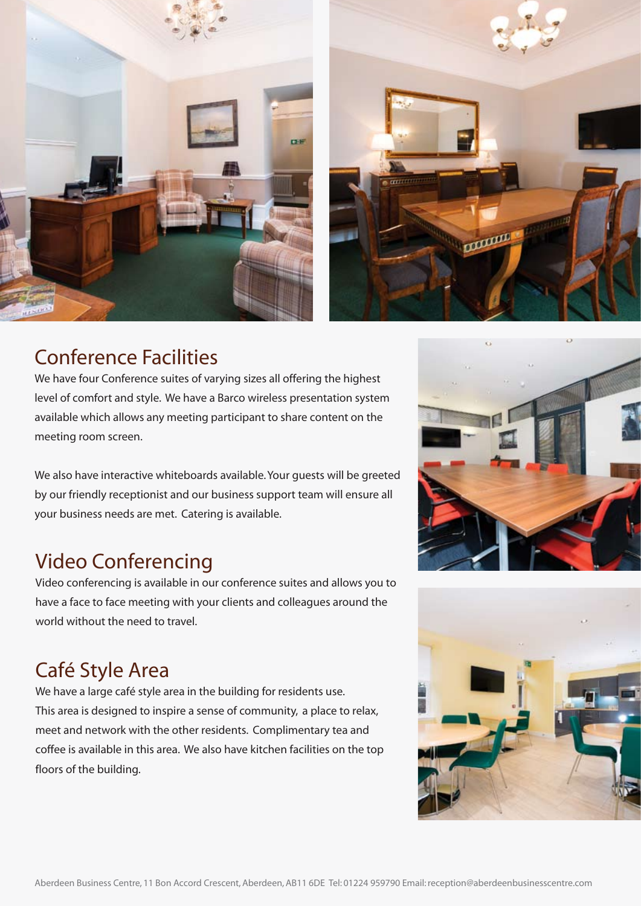## Conference Facilities

We have four Conference suites of varying sizes all offering the highest level of comfort and style. We have a Barco wireless presentation system available which allows any meeting participant to share content on the meeting room screen.

We also have interactive whiteboards available. Your guests will be greeted by our friendly receptionist and our business support team will ensure all your business needs are met. Catering is available.

## Video Conferencing

Video conferencing is available in our conference suites and allows you to have a face to face meeting with your clients and colleagues around the world without the need to travel.

## Café Style Area

We have a large café style area in the building for residents use. This area is designed to inspire a sense of community, a place to relax, meet and network with the other residents. Complimentary tea and coffee is available in this area. We also have kitchen facilities on the top floors of the building.

Aberdeen Business Centre, 11 Bon Accord Crescent, Aberdeen, AB11 6DE Tel: 01224 959790 Email: reception@aberdeenbusinesscentre.com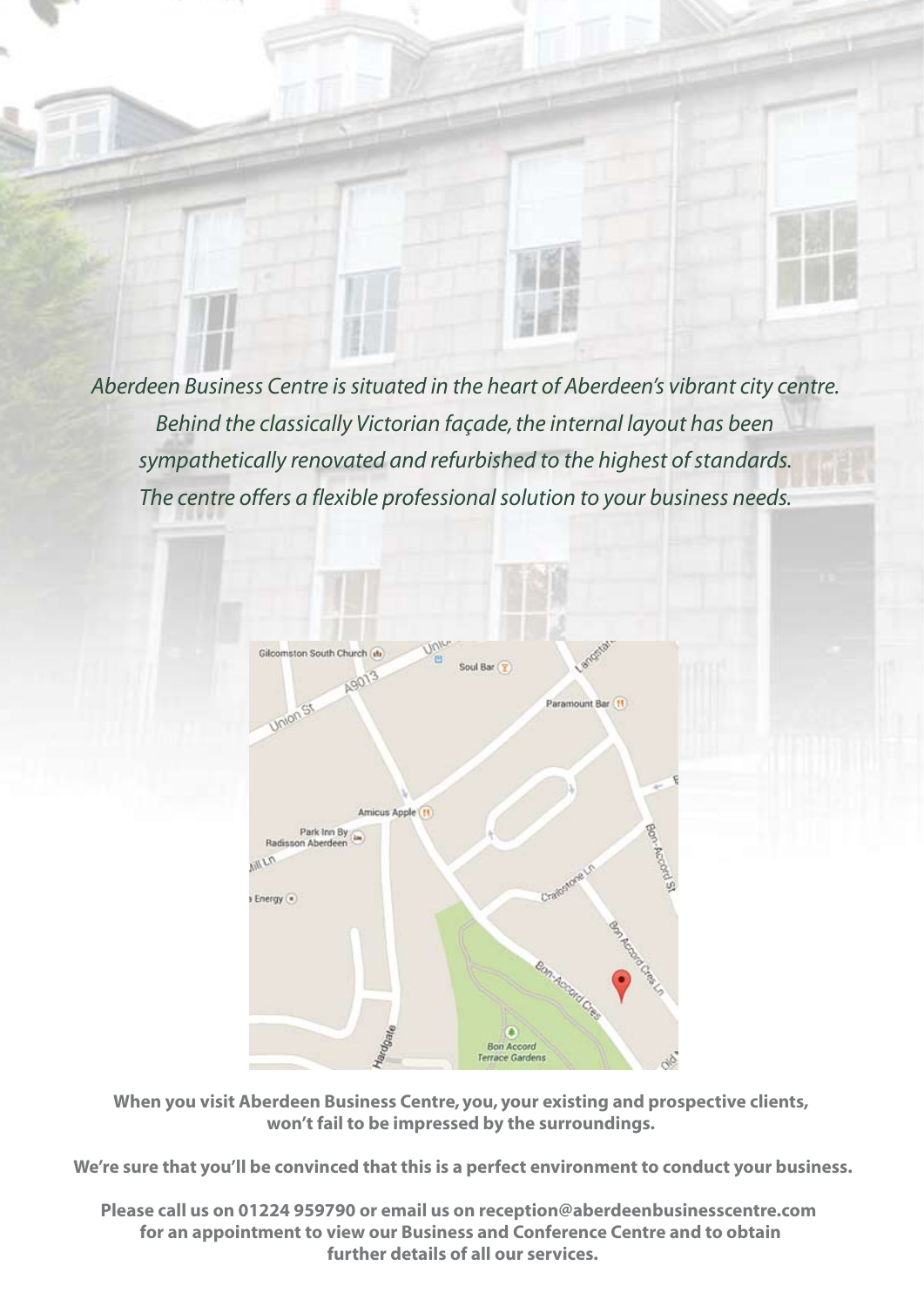*Aberdeen Business Centre is situated in the heart of Aberdeen's vibrant city centre. Behind the classically Victorian façade, the internal layout has been sympathetically renovated and refurbished to the highest of standards. The centre offers a flexible professional solution to your business needs.*

**When you visit Aberdeen Business Centre, you, your existing and prospective clients, won't fail to be impressed by the surroundings.**

**We're sure that you'll be convinced that this is a perfect environment to conduct your business.**

**Please call us on 01224 959790 or email us on reception@aberdeenbusinesscentre.com for an appointment to view our Business and Conference Centre and to obtain further details of all our services.**